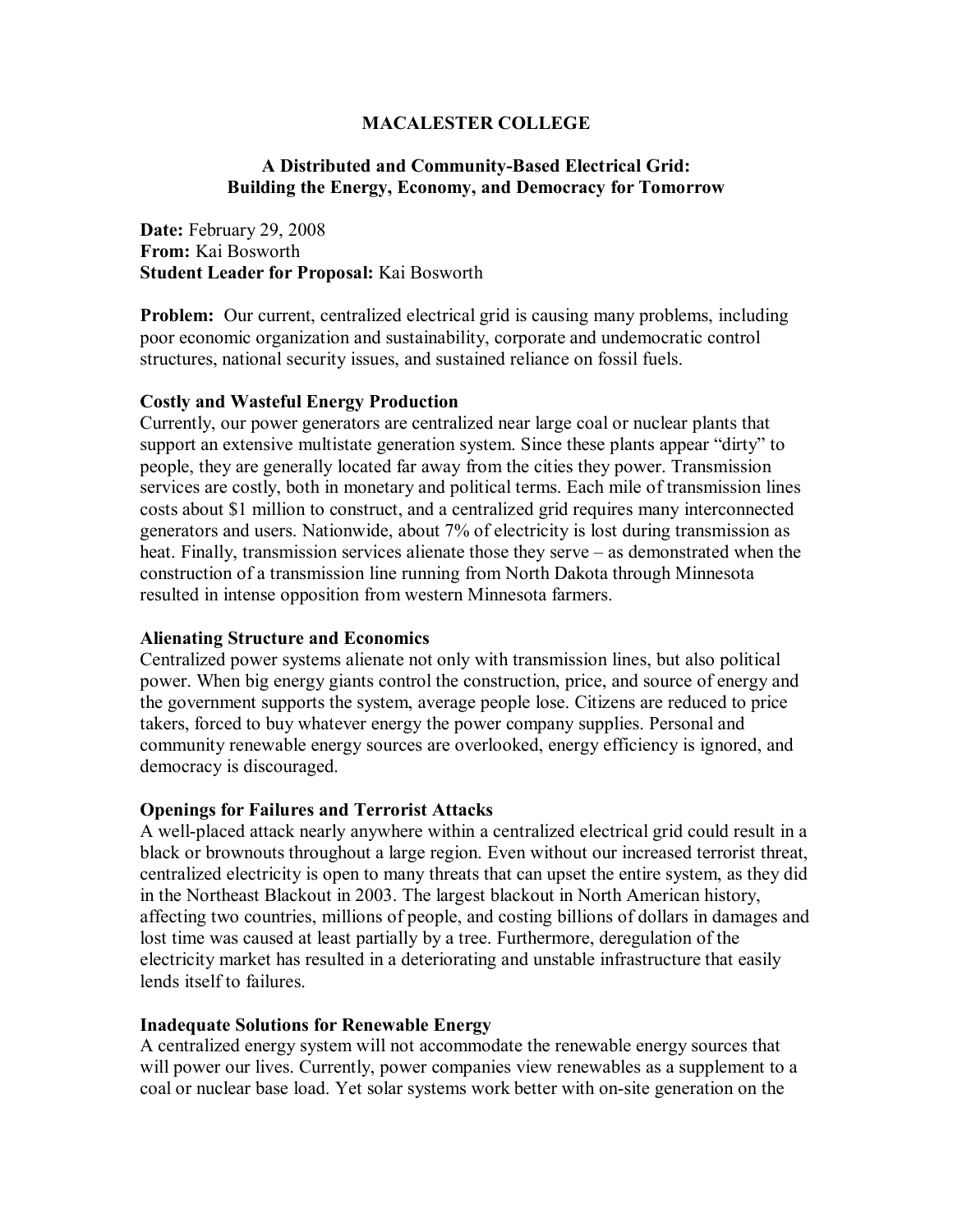# MACALESTER COLLEGE

## A Distributed and Community-Based Electrical Grid: Building the Energy, Economy, and Democracy for Tomorrow

**Date:** February 29, 2008
**From:** Kai Bosworth
**Student Leader for Proposal:** Kai Bosworth

**Problem:** Our current, centralized electrical grid is causing many problems, including poor economic organization and sustainability, corporate and undemocratic control structures, national security issues, and sustained reliance on fossil fuels.

### Costly and Wasteful Energy Production

Currently, our power generators are centralized near large coal or nuclear plants that support an extensive multistate generation system. Since these plants appear "dirty" to people, they are generally located far away from the cities they power. Transmission services are costly, both in monetary and political terms. Each mile of transmission lines costs about $1 million to construct, and a centralized grid requires many interconnected generators and users. Nationwide, about 7% of electricity is lost during transmission as heat. Finally, transmission services alienate those they serve – as demonstrated when the construction of a transmission line running from North Dakota through Minnesota resulted in intense opposition from western Minnesota farmers.

### Alienating Structure and Economics

Centralized power systems alienate not only with transmission lines, but also political power. When big energy giants control the construction, price, and source of energy and the government supports the system, average people lose. Citizens are reduced to price takers, forced to buy whatever energy the power company supplies. Personal and community renewable energy sources are overlooked, energy efficiency is ignored, and democracy is discouraged.

### Openings for Failures and Terrorist Attacks

A well-placed attack nearly anywhere within a centralized electrical grid could result in a black or brownouts throughout a large region. Even without our increased terrorist threat, centralized electricity is open to many threats that can upset the entire system, as they did in the Northeast Blackout in 2003. The largest blackout in North American history, affecting two countries, millions of people, and costing billions of dollars in damages and lost time was caused at least partially by a tree. Furthermore, deregulation of the electricity market has resulted in a deteriorating and unstable infrastructure that easily lends itself to failures.

### Inadequate Solutions for Renewable Energy

A centralized energy system will not accommodate the renewable energy sources that will power our lives. Currently, power companies view renewables as a supplement to a coal or nuclear base load. Yet solar systems work better with on-site generation on the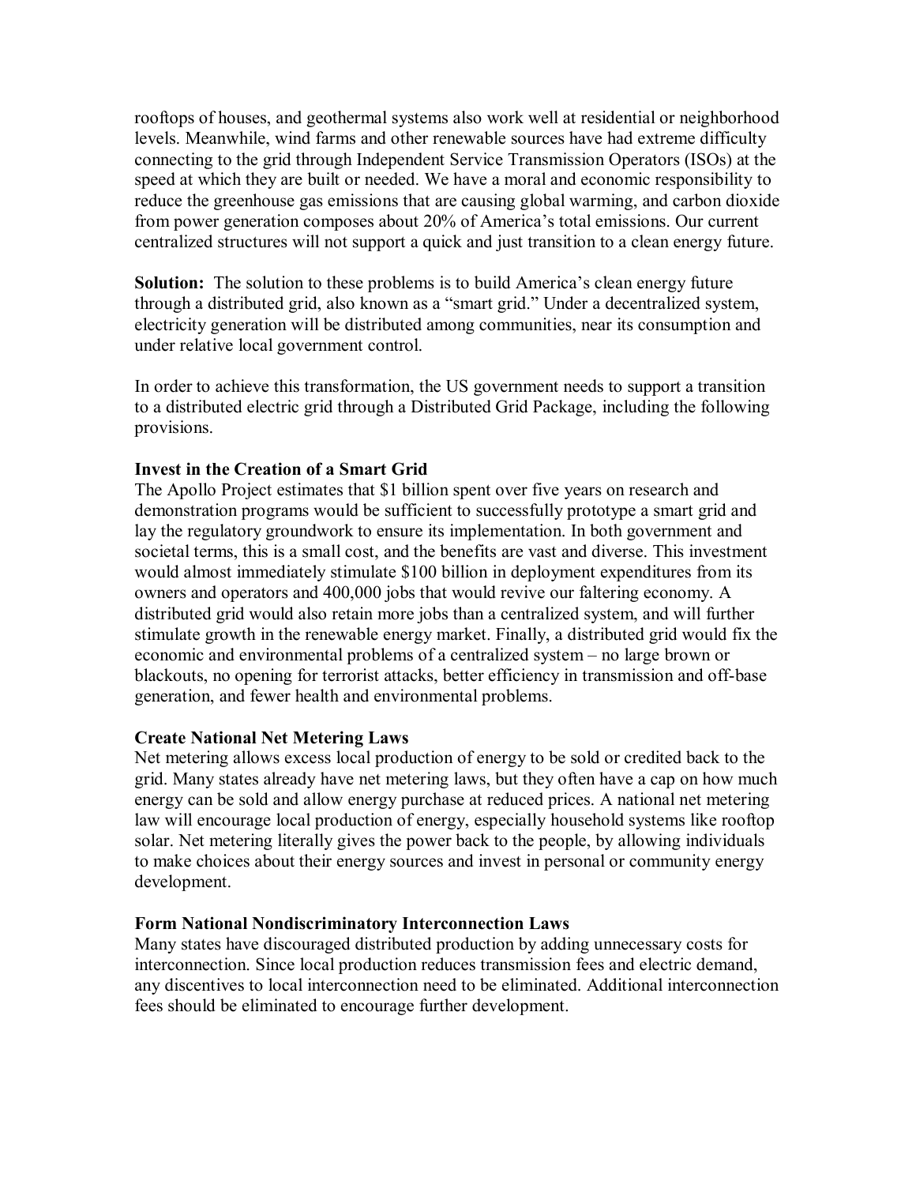rooftops of houses, and geothermal systems also work well at residential or neighborhood levels. Meanwhile, wind farms and other renewable sources have had extreme difficulty connecting to the grid through Independent Service Transmission Operators (ISOs) at the speed at which they are built or needed. We have a moral and economic responsibility to reduce the greenhouse gas emissions that are causing global warming, and carbon dioxide from power generation composes about 20% of America's total emissions. Our current centralized structures will not support a quick and just transition to a clean energy future.

**Solution:** The solution to these problems is to build America's clean energy future through a distributed grid, also known as a "smart grid." Under a decentralized system, electricity generation will be distributed among communities, near its consumption and under relative local government control.

In order to achieve this transformation, the US government needs to support a transition to a distributed electric grid through a Distributed Grid Package, including the following provisions.

**Invest in the Creation of a Smart Grid**

The Apollo Project estimates that $1 billion spent over five years on research and demonstration programs would be sufficient to successfully prototype a smart grid and lay the regulatory groundwork to ensure its implementation. In both government and societal terms, this is a small cost, and the benefits are vast and diverse. This investment would almost immediately stimulate $100 billion in deployment expenditures from its owners and operators and 400,000 jobs that would revive our faltering economy. A distributed grid would also retain more jobs than a centralized system, and will further stimulate growth in the renewable energy market. Finally, a distributed grid would fix the economic and environmental problems of a centralized system – no large brown or blackouts, no opening for terrorist attacks, better efficiency in transmission and off-base generation, and fewer health and environmental problems.

**Create National Net Metering Laws**

Net metering allows excess local production of energy to be sold or credited back to the grid. Many states already have net metering laws, but they often have a cap on how much energy can be sold and allow energy purchase at reduced prices. A national net metering law will encourage local production of energy, especially household systems like rooftop solar. Net metering literally gives the power back to the people, by allowing individuals to make choices about their energy sources and invest in personal or community energy development.

**Form National Nondiscriminatory Interconnection Laws**

Many states have discouraged distributed production by adding unnecessary costs for interconnection. Since local production reduces transmission fees and electric demand, any discentives to local interconnection need to be eliminated. Additional interconnection fees should be eliminated to encourage further development.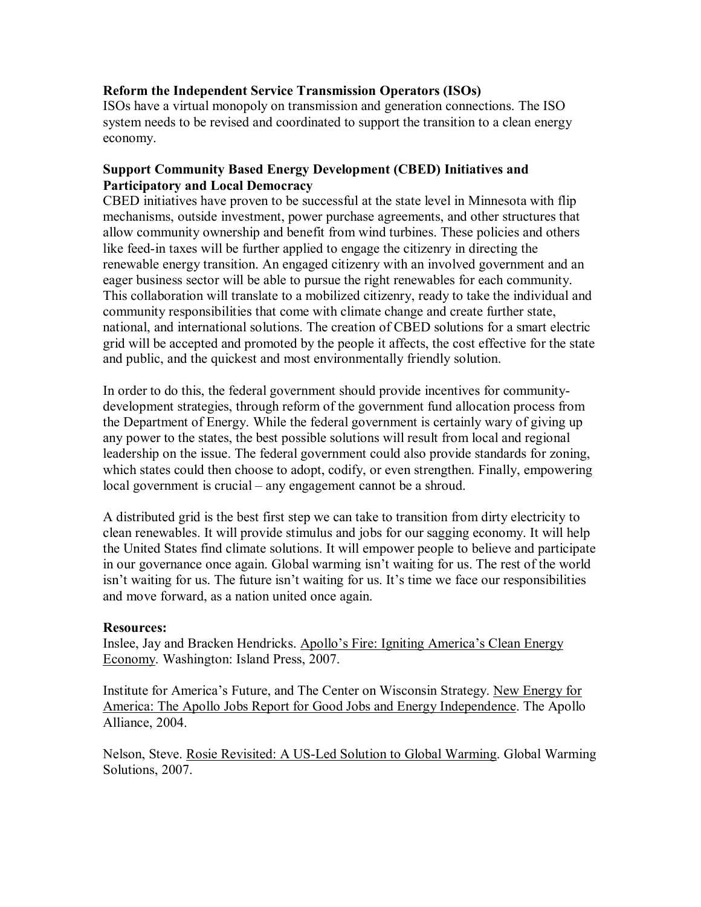**Reform the Independent Service Transmission Operators (ISOs)**
ISOs have a virtual monopoly on transmission and generation connections. The ISO system needs to be revised and coordinated to support the transition to a clean energy economy.

**Support Community Based Energy Development (CBED) Initiatives and Participatory and Local Democracy**
CBED initiatives have proven to be successful at the state level in Minnesota with flip mechanisms, outside investment, power purchase agreements, and other structures that allow community ownership and benefit from wind turbines. These policies and others like feed-in taxes will be further applied to engage the citizenry in directing the renewable energy transition. An engaged citizenry with an involved government and an eager business sector will be able to pursue the right renewables for each community. This collaboration will translate to a mobilized citizenry, ready to take the individual and community responsibilities that come with climate change and create further state, national, and international solutions. The creation of CBED solutions for a smart electric grid will be accepted and promoted by the people it affects, the cost effective for the state and public, and the quickest and most environmentally friendly solution.

In order to do this, the federal government should provide incentives for community-development strategies, through reform of the government fund allocation process from the Department of Energy. While the federal government is certainly wary of giving up any power to the states, the best possible solutions will result from local and regional leadership on the issue. The federal government could also provide standards for zoning, which states could then choose to adopt, codify, or even strengthen. Finally, empowering local government is crucial – any engagement cannot be a shroud.

A distributed grid is the best first step we can take to transition from dirty electricity to clean renewables. It will provide stimulus and jobs for our sagging economy. It will help the United States find climate solutions. It will empower people to believe and participate in our governance once again. Global warming isn't waiting for us. The rest of the world isn't waiting for us. The future isn't waiting for us. It's time we face our responsibilities and move forward, as a nation united once again.

**Resources:**

Inslee, Jay and Bracken Hendricks. Apollo's Fire: Igniting America's Clean Energy Economy. Washington: Island Press, 2007.

Institute for America's Future, and The Center on Wisconsin Strategy. New Energy for America: The Apollo Jobs Report for Good Jobs and Energy Independence. The Apollo Alliance, 2004.

Nelson, Steve. Rosie Revisited: A US-Led Solution to Global Warming. Global Warming Solutions, 2007.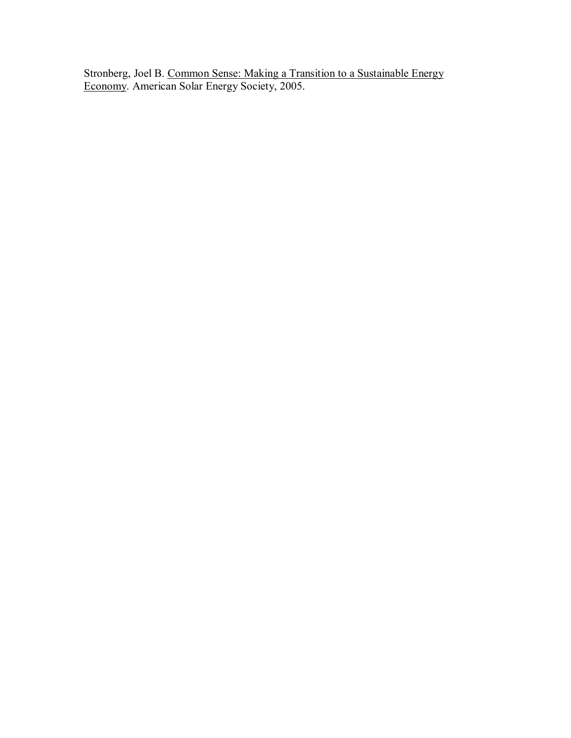Stronberg, Joel B. <u>Common Sense: Making a Transition to a Sustainable Energy Economy</u>. American Solar Energy Society, 2005.